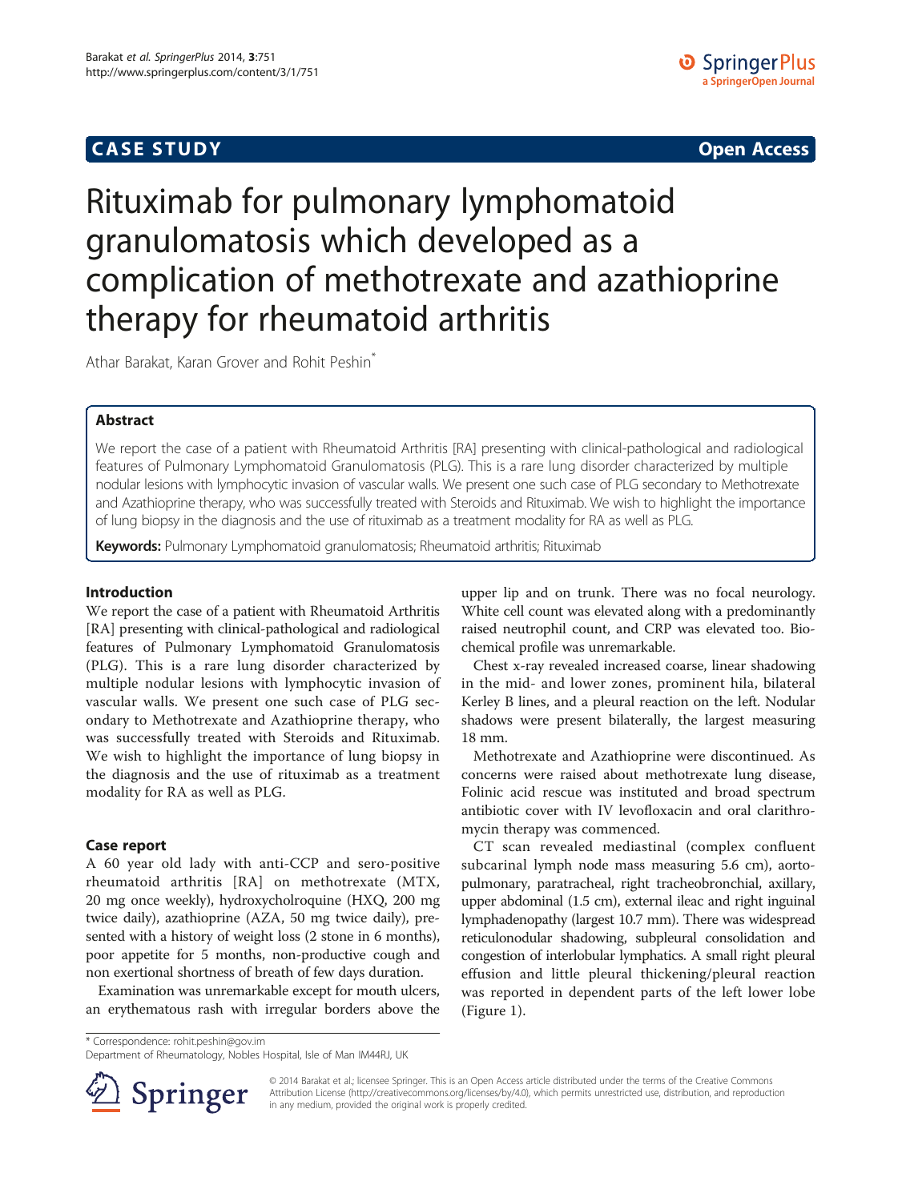CASE STUDY Open Access

# Rituximab for pulmonary lymphomatoid granulomatosis which developed as a complication of methotrexate and azathioprine therapy for rheumatoid arthritis

Athar Barakat, Karan Grover and Rohit Peshin*

## Abstract

We report the case of a patient with Rheumatoid Arthritis [RA] presenting with clinical-pathological and radiological features of Pulmonary Lymphomatoid Granulomatosis (PLG). This is a rare lung disorder characterized by multiple nodular lesions with lymphocytic invasion of vascular walls. We present one such case of PLG secondary to Methotrexate and Azathioprine therapy, who was successfully treated with Steroids and Rituximab. We wish to highlight the importance of lung biopsy in the diagnosis and the use of rituximab as a treatment modality for RA as well as PLG.

**Keywords:** Pulmonary Lymphomatoid granulomatosis; Rheumatoid arthritis; Rituximab

## Introduction

We report the case of a patient with Rheumatoid Arthritis [RA] presenting with clinical-pathological and radiological features of Pulmonary Lymphomatoid Granulomatosis (PLG). This is a rare lung disorder characterized by multiple nodular lesions with lymphocytic invasion of vascular walls. We present one such case of PLG secondary to Methotrexate and Azathioprine therapy, who was successfully treated with Steroids and Rituximab. We wish to highlight the importance of lung biopsy in the diagnosis and the use of rituximab as a treatment modality for RA as well as PLG.

## Case report

A 60 year old lady with anti-CCP and sero-positive rheumatoid arthritis [RA] on methotrexate (MTX, 20 mg once weekly), hydroxycholroquine (HXQ, 200 mg twice daily), azathioprine (AZA, 50 mg twice daily), presented with a history of weight loss (2 stone in 6 months), poor appetite for 5 months, non-productive cough and non exertional shortness of breath of few days duration.

Examination was unremarkable except for mouth ulcers, an erythematous rash with irregular borders above the upper lip and on trunk. There was no focal neurology. White cell count was elevated along with a predominantly raised neutrophil count, and CRP was elevated too. Biochemical profile was unremarkable.

Chest x-ray revealed increased coarse, linear shadowing in the mid- and lower zones, prominent hila, bilateral Kerley B lines, and a pleural reaction on the left. Nodular shadows were present bilaterally, the largest measuring 18 mm.

Methotrexate and Azathioprine were discontinued. As concerns were raised about methotrexate lung disease, Folinic acid rescue was instituted and broad spectrum antibiotic cover with IV levofloxacin and oral clarithromycin therapy was commenced.

CT scan revealed mediastinal (complex confluent subcarinal lymph node mass measuring 5.6 cm), aorto-pulmonary, paratracheal, right tracheobronchial, axillary, upper abdominal (1.5 cm), external ileac and right inguinal lymphadenopathy (largest 10.7 mm). There was widespread reticulonodular shadowing, subpleural consolidation and congestion of interlobular lymphatics. A small right pleural effusion and little pleural thickening/pleural reaction was reported in dependent parts of the left lower lobe (Figure 1).

* Correspondence: rohit.peshin@gov.im
Department of Rheumatology, Nobles Hospital, Isle of Man IM44RJ, UK

© 2014 Barakat et al.; licensee Springer. This is an Open Access article distributed under the terms of the Creative Commons Attribution License (http://creativecommons.org/licenses/by/4.0), which permits unrestricted use, distribution, and reproduction in any medium, provided the original work is properly credited.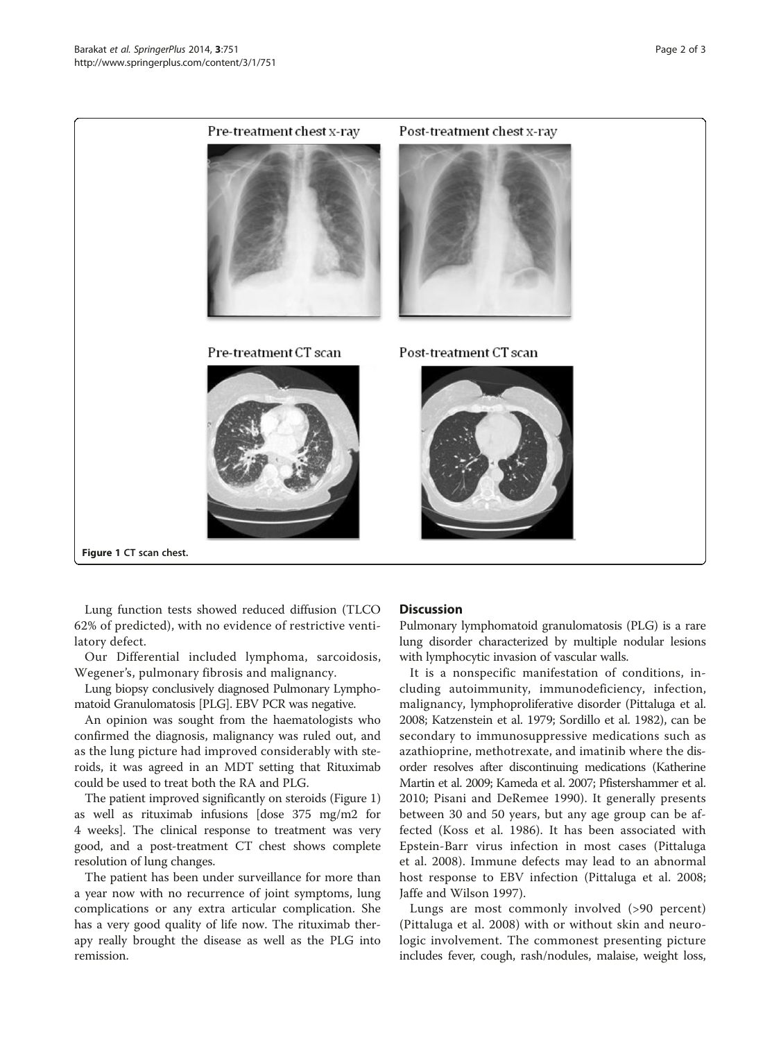Pre-treatment chest x-ray

Post-treatment chest x-ray

Pre-treatment CT scan

Post-treatment CT scan

**Figure 1** CT scan chest.

Lung function tests showed reduced diffusion (TLCO 62% of predicted), with no evidence of restrictive ventilatory defect.

Our Differential included lymphoma, sarcoidosis, Wegener's, pulmonary fibrosis and malignancy.

Lung biopsy conclusively diagnosed Pulmonary Lymphomatoid Granulomatosis [PLG]. EBV PCR was negative.

An opinion was sought from the haematologists who confirmed the diagnosis, malignancy was ruled out, and as the lung picture had improved considerably with steroids, it was agreed in an MDT setting that Rituximab could be used to treat both the RA and PLG.

The patient improved significantly on steroids (Figure 1) as well as rituximab infusions [dose 375 mg/m2 for 4 weeks]. The clinical response to treatment was very good, and a post-treatment CT chest shows complete resolution of lung changes.

The patient has been under surveillance for more than a year now with no recurrence of joint symptoms, lung complications or any extra articular complication. She has a very good quality of life now. The rituximab therapy really brought the disease as well as the PLG into remission.

## Discussion

Pulmonary lymphomatoid granulomatosis (PLG) is a rare lung disorder characterized by multiple nodular lesions with lymphocytic invasion of vascular walls.

It is a nonspecific manifestation of conditions, including autoimmunity, immunodeficiency, infection, malignancy, lymphoproliferative disorder (Pittaluga et al. 2008; Katzenstein et al. 1979; Sordillo et al. 1982), can be secondary to immunosuppressive medications such as azathioprine, methotrexate, and imatinib where the disorder resolves after discontinuing medications (Katherine Martin et al. 2009; Kameda et al. 2007; Pfistershammer et al. 2010; Pisani and DeRemee 1990). It generally presents between 30 and 50 years, but any age group can be affected (Koss et al. 1986). It has been associated with Epstein-Barr virus infection in most cases (Pittaluga et al. 2008). Immune defects may lead to an abnormal host response to EBV infection (Pittaluga et al. 2008; Jaffe and Wilson 1997).

Lungs are most commonly involved (>90 percent) (Pittaluga et al. 2008) with or without skin and neurologic involvement. The commonest presenting picture includes fever, cough, rash/nodules, malaise, weight loss,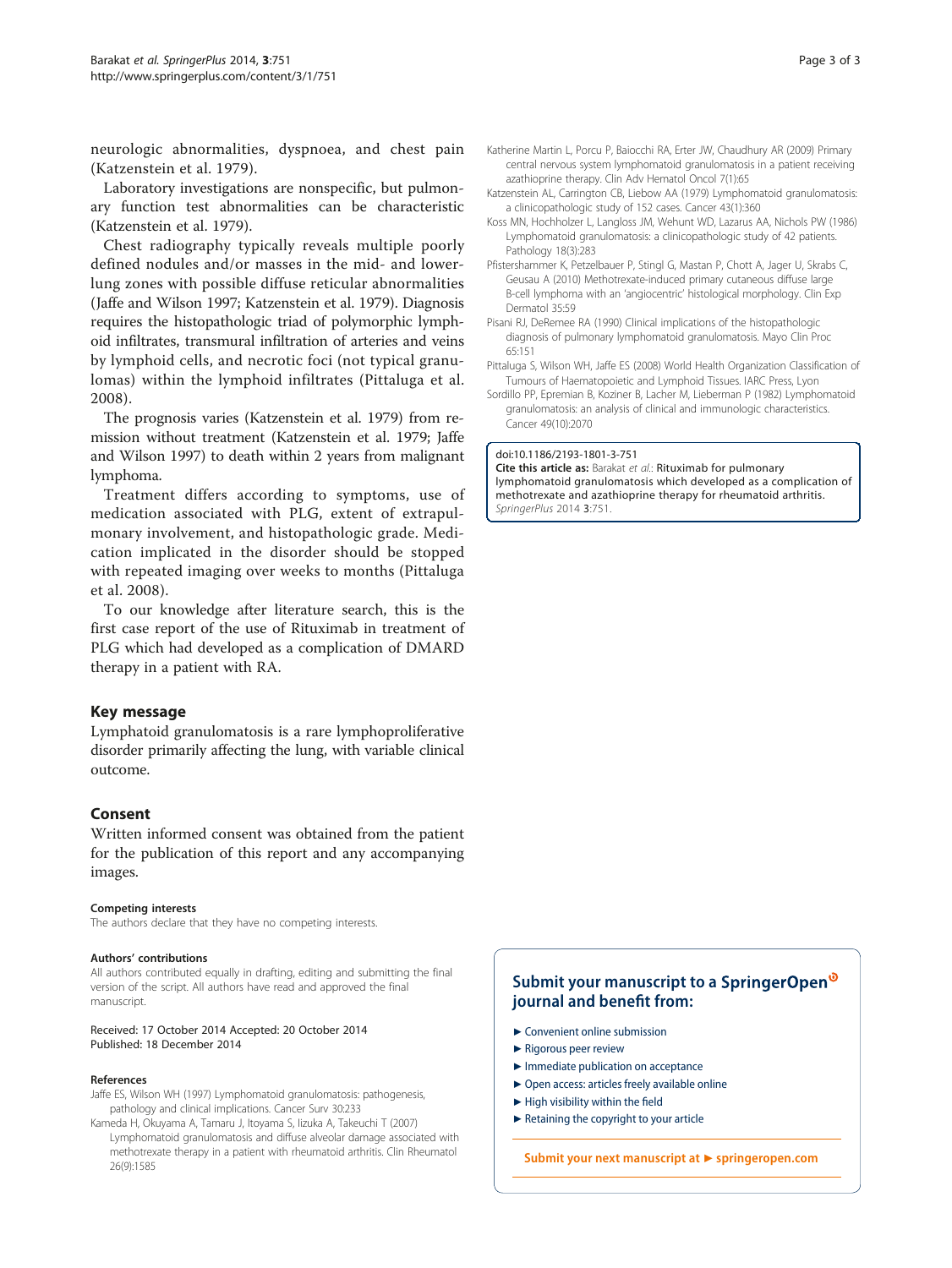neurologic abnormalities, dyspnoea, and chest pain (Katzenstein et al. 1979).

Laboratory investigations are nonspecific, but pulmonary function test abnormalities can be characteristic (Katzenstein et al. 1979).

Chest radiography typically reveals multiple poorly defined nodules and/or masses in the mid- and lower-lung zones with possible diffuse reticular abnormalities (Jaffe and Wilson 1997; Katzenstein et al. 1979). Diagnosis requires the histopathologic triad of polymorphic lymphoid infiltrates, transmural infiltration of arteries and veins by lymphoid cells, and necrotic foci (not typical granulomas) within the lymphoid infiltrates (Pittaluga et al. 2008).

The prognosis varies (Katzenstein et al. 1979) from remission without treatment (Katzenstein et al. 1979; Jaffe and Wilson 1997) to death within 2 years from malignant lymphoma.

Treatment differs according to symptoms, use of medication associated with PLG, extent of extrapulmonary involvement, and histopathologic grade. Medication implicated in the disorder should be stopped with repeated imaging over weeks to months (Pittaluga et al. 2008).

To our knowledge after literature search, this is the first case report of the use of Rituximab in treatment of PLG which had developed as a complication of DMARD therapy in a patient with RA.

## Key message

Lymphatoid granulomatosis is a rare lymphoproliferative disorder primarily affecting the lung, with variable clinical outcome.

## Consent

Written informed consent was obtained from the patient for the publication of this report and any accompanying images.

#### Competing interests

The authors declare that they have no competing interests.

#### Authors' contributions

All authors contributed equally in drafting, editing and submitting the final version of the script. All authors have read and approved the final manuscript.

Received: 17 October 2014 Accepted: 20 October 2014
Published: 18 December 2014

#### References

Jaffe ES, Wilson WH (1997) Lymphomatoid granulomatosis: pathogenesis, pathology and clinical implications. Cancer Surv 30:233

Kameda H, Okuyama A, Tamaru J, Itoyama S, Iizuka A, Takeuchi T (2007) Lymphomatoid granulomatosis and diffuse alveolar damage associated with methotrexate therapy in a patient with rheumatoid arthritis. Clin Rheumatol 26(9):1585

Katherine Martin L, Porcu P, Baiocchi RA, Erter JW, Chaudhury AR (2009) Primary central nervous system lymphomatoid granulomatosis in a patient receiving azathioprine therapy. Clin Adv Hematol Oncol 7(1):65

Katzenstein AL, Carrington CB, Liebow AA (1979) Lymphomatoid granulomatosis: a clinicopathologic study of 152 cases. Cancer 43(1):360

Koss MN, Hochholzer L, Langloss JM, Wehunt WD, Lazarus AA, Nichols PW (1986) Lymphomatoid granulomatosis: a clinicopathologic study of 42 patients. Pathology 18(3):283

Pfistershammer K, Petzelbauer P, Stingl G, Mastan P, Chott A, Jager U, Skrabs C, Geusau A (2010) Methotrexate-induced primary cutaneous diffuse large B-cell lymphoma with an 'angiocentric' histological morphology. Clin Exp Dermatol 35:59

Pisani RJ, DeRemee RA (1990) Clinical implications of the histopathologic diagnosis of pulmonary lymphomatoid granulomatosis. Mayo Clin Proc 65:151

Pittaluga S, Wilson WH, Jaffe ES (2008) World Health Organization Classification of Tumours of Haematopoietic and Lymphoid Tissues. IARC Press, Lyon

Sordillo PP, Epremian B, Koziner B, Lacher M, Lieberman P (1982) Lymphomatoid granulomatosis: an analysis of clinical and immunologic characteristics. Cancer 49(10):2070

doi:10.1186/2193-1801-3-751

**Cite this article as:** Barakat *et al.*: Rituximab for pulmonary lymphomatoid granulomatosis which developed as a complication of methotrexate and azathioprine therapy for rheumatoid arthritis. *SpringerPlus* 2014 **3**:751.

**Submit your manuscript to a SpringerOpen journal and benefit from:**

- ► Convenient online submission
- ► Rigorous peer review
- ► Immediate publication on acceptance
- ► Open access: articles freely available online
- ► High visibility within the field
- ► Retaining the copyright to your article

**Submit your next manuscript at ► springeropen.com**